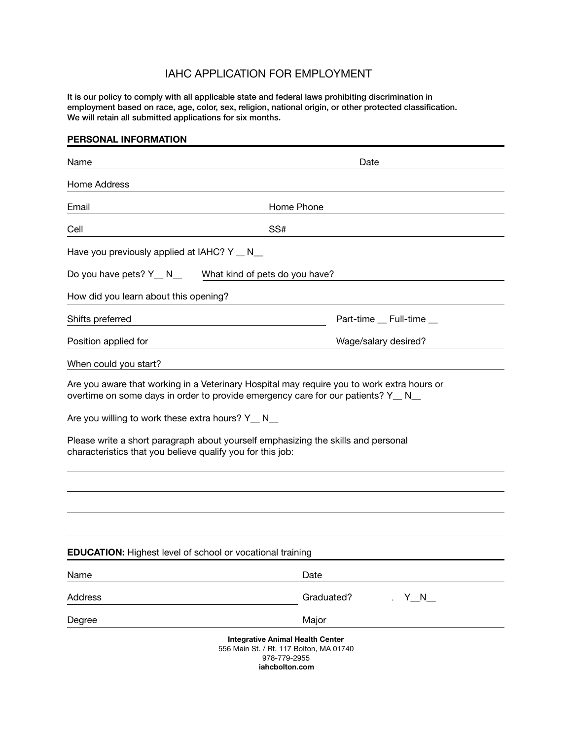# IAHC APPLICATION FOR EMPLOYMENT

**It is our policy to comply with all applicable state and federal laws prohibiting discrimination in employment based on race, age, color, sex, religion, national origin, or other protected classification. We will retain all submitted applications for six months.**

## PERSONAL INFORMATION

Name ______________________________ Date ______________________________

Home Address ______________________________

Email ______________________________ Home Phone ______________________________

Cell ______________________________ SS# ______________________________

Have you previously applied at IAHC? Y __ N__

Do you have pets? Y__ N__ What kind of pets do you have? ______________________________

How did you learn about this opening? ______________________________

Shifts preferred ______________________________ Part-time __ Full-time __

Position applied for ______________________________ Wage/salary desired? ______________________________

When could you start? ______________________________

Are you aware that working in a Veterinary Hospital may require you to work extra hours or overtime on some days in order to provide emergency care for our patients? Y__ N__

Are you willing to work these extra hours? Y__ N__

Please write a short paragraph about yourself emphasizing the skills and personal characteristics that you believe qualify you for this job:

______________________________

______________________________

______________________________

______________________________

## EDUCATION: Highest level of school or vocational training

Name ______________________________ Date ______________________________

Address ______________________________ Graduated? Y__N__

Degree ______________________________ Major ______________________________

**Integrative Animal Health Center**
556 Main St. / Rt. 117 Bolton, MA 01740
978-779-2955
**iahcbolton.com**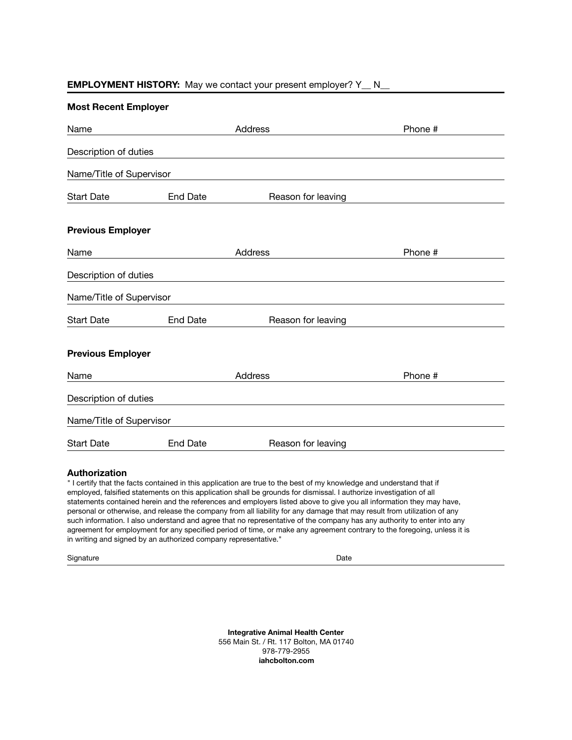## EMPLOYMENT HISTORY: May we contact your present employer? Y__ N__

**Most Recent Employer**

Name ______________________ Address ______________________ Phone # ______________________

Description of duties ______________________________________________

Name/Title of Supervisor ______________________________________________

Start Date __________ End Date __________ Reason for leaving ______________________

**Previous Employer**

Name ______________________ Address ______________________ Phone # ______________________

Description of duties ______________________________________________

Name/Title of Supervisor ______________________________________________

Start Date __________ End Date __________ Reason for leaving ______________________

**Previous Employer**

Name ______________________ Address ______________________ Phone # ______________________

Description of duties ______________________________________________

Name/Title of Supervisor ______________________________________________

Start Date __________ End Date __________ Reason for leaving ______________________

### Authorization

" I certify that the facts contained in this application are true to the best of my knowledge and understand that if employed, falsified statements on this application shall be grounds for dismissal. I authorize investigation of all statements contained herein and the references and employers listed above to give you all information they may have, personal or otherwise, and release the company from all liability for any damage that may result from utilization of any such information. I also understand and agree that no representative of the company has any authority to enter into any agreement for employment for any specified period of time, or make any agreement contrary to the foregoing, unless it is in writing and signed by an authorized company representative."

Signature ______________________ Date ______________________

**Integrative Animal Health Center**
556 Main St. / Rt. 117 Bolton, MA 01740
978-779-2955
**iahcbolton.com**